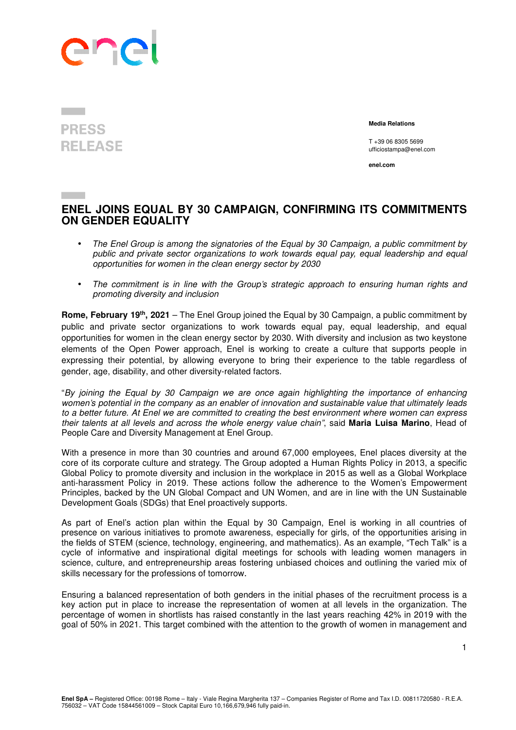PRESS RELEASE

**Media Relations**

T +39 06 8305 5699
ufficiostampa@enel.com

**enel.com**

# ENEL JOINS EQUAL BY 30 CAMPAIGN, CONFIRMING ITS COMMITMENTS ON GENDER EQUALITY

- *The Enel Group is among the signatories of the Equal by 30 Campaign, a public commitment by public and private sector organizations to work towards equal pay, equal leadership and equal opportunities for women in the clean energy sector by 2030*

- *The commitment is in line with the Group's strategic approach to ensuring human rights and promoting diversity and inclusion*

**Rome, February 19th, 2021** – The Enel Group joined the Equal by 30 Campaign, a public commitment by public and private sector organizations to work towards equal pay, equal leadership, and equal opportunities for women in the clean energy sector by 2030. With diversity and inclusion as two keystone elements of the Open Power approach, Enel is working to create a culture that supports people in expressing their potential, by allowing everyone to bring their experience to the table regardless of gender, age, disability, and other diversity-related factors.

"*By joining the Equal by 30 Campaign we are once again highlighting the importance of enhancing women's potential in the company as an enabler of innovation and sustainable value that ultimately leads to a better future. At Enel we are committed to creating the best environment where women can express their talents at all levels and across the whole energy value chain*", said **Maria Luisa Marino**, Head of People Care and Diversity Management at Enel Group.

With a presence in more than 30 countries and around 67,000 employees, Enel places diversity at the core of its corporate culture and strategy. The Group adopted a Human Rights Policy in 2013, a specific Global Policy to promote diversity and inclusion in the workplace in 2015 as well as a Global Workplace anti-harassment Policy in 2019. These actions follow the adherence to the Women's Empowerment Principles, backed by the UN Global Compact and UN Women, and are in line with the UN Sustainable Development Goals (SDGs) that Enel proactively supports.

As part of Enel's action plan within the Equal by 30 Campaign, Enel is working in all countries of presence on various initiatives to promote awareness, especially for girls, of the opportunities arising in the fields of STEM (science, technology, engineering, and mathematics). As an example, "Tech Talk" is a cycle of informative and inspirational digital meetings for schools with leading women managers in science, culture, and entrepreneurship areas fostering unbiased choices and outlining the varied mix of skills necessary for the professions of tomorrow.

Ensuring a balanced representation of both genders in the initial phases of the recruitment process is a key action put in place to increase the representation of women at all levels in the organization. The percentage of women in shortlists has raised constantly in the last years reaching 42% in 2019 with the goal of 50% in 2021. This target combined with the attention to the growth of women in management and

**Enel SpA –** Registered Office: 00198 Rome – Italy - Viale Regina Margherita 137 – Companies Register of Rome and Tax I.D. 00811720580 - R.E.A. 756032 – VAT Code 15844561009 – Stock Capital Euro 10,166,679,946 fully paid-in.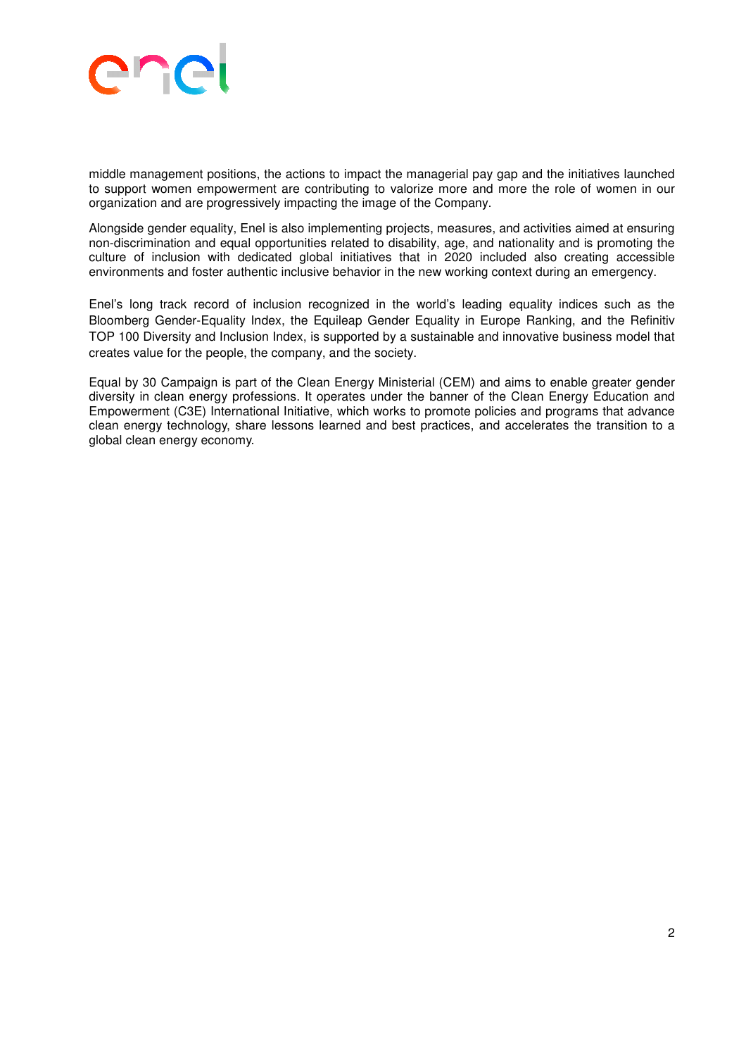middle management positions, the actions to impact the managerial pay gap and the initiatives launched to support women empowerment are contributing to valorize more and more the role of women in our organization and are progressively impacting the image of the Company.

Alongside gender equality, Enel is also implementing projects, measures, and activities aimed at ensuring non-discrimination and equal opportunities related to disability, age, and nationality and is promoting the culture of inclusion with dedicated global initiatives that in 2020 included also creating accessible environments and foster authentic inclusive behavior in the new working context during an emergency.

Enel's long track record of inclusion recognized in the world's leading equality indices such as the Bloomberg Gender-Equality Index, the Equileap Gender Equality in Europe Ranking, and the Refinitiv TOP 100 Diversity and Inclusion Index, is supported by a sustainable and innovative business model that creates value for the people, the company, and the society.

Equal by 30 Campaign is part of the Clean Energy Ministerial (CEM) and aims to enable greater gender diversity in clean energy professions. It operates under the banner of the Clean Energy Education and Empowerment (C3E) International Initiative, which works to promote policies and programs that advance clean energy technology, share lessons learned and best practices, and accelerates the transition to a global clean energy economy.